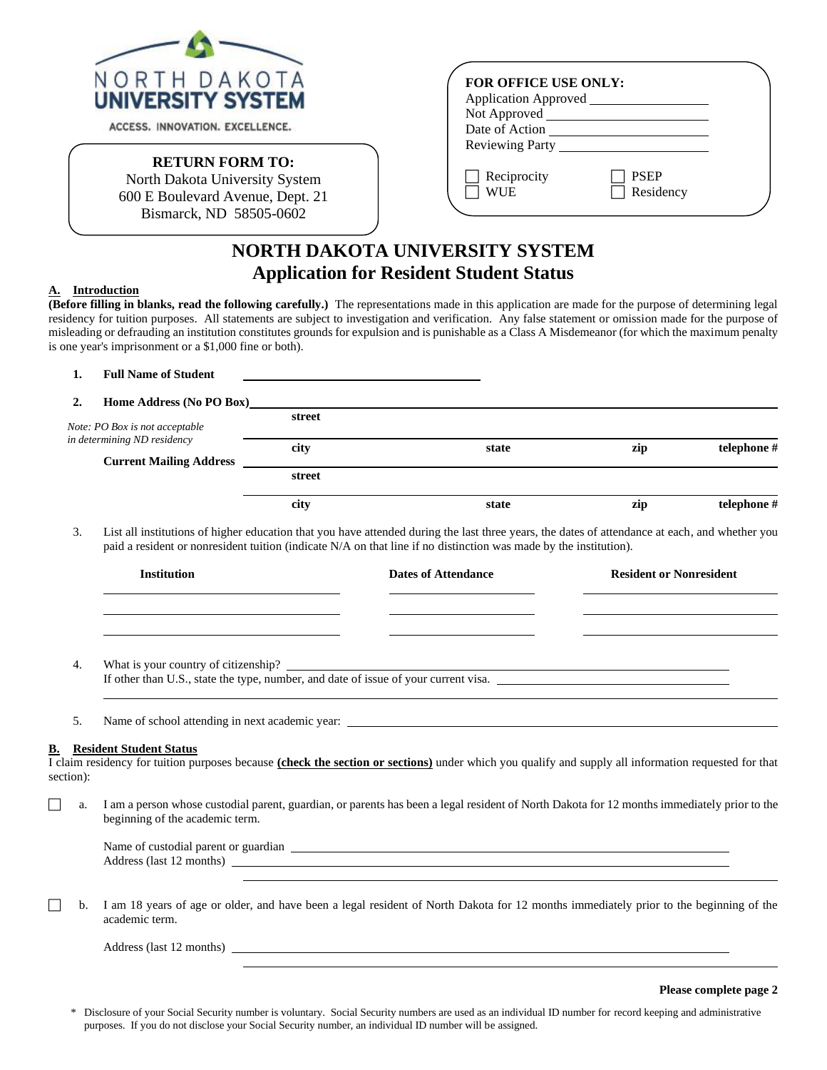NORTH DAKOTA UNIVERSITY SYSTEM
ACCESS. INNOVATION. EXCELLENCE.

**RETURN FORM TO:**
North Dakota University System
600 E Boulevard Avenue, Dept. 21
Bismarck, ND 58505-0602

**FOR OFFICE USE ONLY:**
Application Approved \_\_\_\_\_\_\_\_\_\_\_\_\_\_\_\_
Not Approved \_\_\_\_\_\_\_\_\_\_\_\_\_\_\_\_
Date of Action \_\_\_\_\_\_\_\_\_\_\_\_\_\_\_\_
Reviewing Party \_\_\_\_\_\_\_\_\_\_\_\_\_\_\_\_

☐ Reciprocity ☐ PSEP
☐ WUE ☐ Residency

# NORTH DAKOTA UNIVERSITY SYSTEM
## Application for Resident Student Status

**A. Introduction**

**(Before filling in blanks, read the following carefully.)** The representations made in this application are made for the purpose of determining legal residency for tuition purposes. All statements are subject to investigation and verification. Any false statement or omission made for the purpose of misleading or defrauding an institution constitutes grounds for expulsion and is punishable as a Class A Misdemeanor (for which the maximum penalty is one year's imprisonment or a $1,000 fine or both).

1. **Full Name of Student** \_\_\_\_\_\_\_\_\_\_\_\_\_\_\_\_\_\_\_\_\_\_\_\_

2. **Home Address (No PO Box)** \_\_\_\_\_\_\_\_\_\_\_\_\_\_\_\_\_\_\_\_\_\_\_\_
   **street**

   *Note: PO Box is not acceptable in determining ND residency*

   \_\_\_\_\_\_\_\_\_\_\_\_\_\_\_\_\_\_\_\_\_\_\_\_
   **city** **state** **zip** **telephone #**

   **Current Mailing Address** \_\_\_\_\_\_\_\_\_\_\_\_\_\_\_\_\_\_\_\_\_\_\_\_
   **street**

   \_\_\_\_\_\_\_\_\_\_\_\_\_\_\_\_\_\_\_\_\_\_\_\_
   **city** **state** **zip** **telephone #**

3. List all institutions of higher education that you have attended during the last three years, the dates of attendance at each, and whether you paid a resident or nonresident tuition (indicate N/A on that line if no distinction was made by the institution).

| Institution | Dates of Attendance | Resident or Nonresident |
|---|---|---|
| | | |
| | | |
| | | |

4. What is your country of citizenship? \_\_\_\_\_\_\_\_\_\_\_\_\_\_\_\_\_\_\_\_\_\_\_\_
   If other than U.S., state the type, number, and date of issue of your current visa. \_\_\_\_\_\_\_\_\_\_\_\_\_\_\_\_\_\_\_\_\_\_\_\_

5. Name of school attending in next academic year: \_\_\_\_\_\_\_\_\_\_\_\_\_\_\_\_\_\_\_\_\_\_\_\_

**B. Resident Student Status**

I claim residency for tuition purposes because **(check the section or sections)** under which you qualify and supply all information requested for that section):

☐ a. I am a person whose custodial parent, guardian, or parents has been a legal resident of North Dakota for 12 months immediately prior to the beginning of the academic term.

   Name of custodial parent or guardian \_\_\_\_\_\_\_\_\_\_\_\_\_\_\_\_\_\_\_\_\_\_\_\_
   Address (last 12 months) \_\_\_\_\_\_\_\_\_\_\_\_\_\_\_\_\_\_\_\_\_\_\_\_

☐ b. I am 18 years of age or older, and have been a legal resident of North Dakota for 12 months immediately prior to the beginning of the academic term.

   Address (last 12 months) \_\_\_\_\_\_\_\_\_\_\_\_\_\_\_\_\_\_\_\_\_\_\_\_

**Please complete page 2**

\* Disclosure of your Social Security number is voluntary. Social Security numbers are used as an individual ID number for record keeping and administrative purposes. If you do not disclose your Social Security number, an individual ID number will be assigned.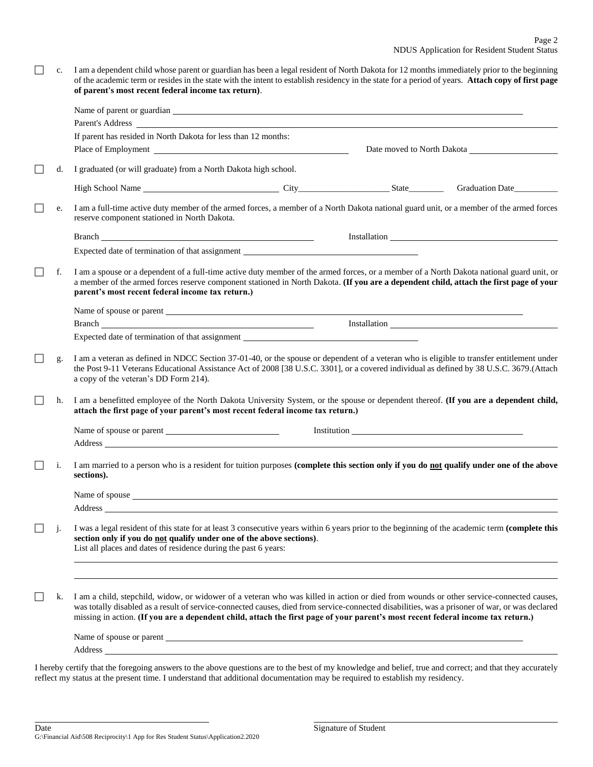☐ c. I am a dependent child whose parent or guardian has been a legal resident of North Dakota for 12 months immediately prior to the beginning of the academic term or resides in the state with the intent to establish residency in the state for a period of years. **Attach copy of first page of parent's most recent federal income tax return)**.

Name of parent or guardian ______________________________

Parent's Address ______________________________

If parent has resided in North Dakota for less than 12 months:

Place of Employment ______________________________ Date moved to North Dakota ______________________________

☐ d. I graduated (or will graduate) from a North Dakota high school.

High School Name ______________________________ City______________________________ State__________ Graduation Date__________

☐ e. I am a full-time active duty member of the armed forces, a member of a North Dakota national guard unit, or a member of the armed forces reserve component stationed in North Dakota.

Branch ______________________________ Installation ______________________________

Expected date of termination of that assignment ______________________________

☐ f. I am a spouse or a dependent of a full-time active duty member of the armed forces, or a member of a North Dakota national guard unit, or a member of the armed forces reserve component stationed in North Dakota. **(If you are a dependent child, attach the first page of your parent's most recent federal income tax return.)**

Name of spouse or parent ______________________________

Branch ______________________________ Installation ______________________________

Expected date of termination of that assignment ______________________________

☐ g. I am a veteran as defined in NDCC Section 37-01-40, or the spouse or dependent of a veteran who is eligible to transfer entitlement under the Post 9-11 Veterans Educational Assistance Act of 2008 [38 U.S.C. 3301], or a covered individual as defined by 38 U.S.C. 3679.(Attach a copy of the veteran's DD Form 214).

☐ h. I am a benefitted employee of the North Dakota University System, or the spouse or dependent thereof. **(If you are a dependent child, attach the first page of your parent's most recent federal income tax return.)**

Name of spouse or parent ______________________________ Institution ______________________________

Address ______________________________

☐ i. I am married to a person who is a resident for tuition purposes **(complete this section only if you do <u>not</u> qualify under one of the above sections).**

Name of spouse ______________________________

Address ______________________________

☐ j. I was a legal resident of this state for at least 3 consecutive years within 6 years prior to the beginning of the academic term **(complete this section only if you do <u>not</u> qualify under one of the above sections)**.

List all places and dates of residence during the past 6 years:

______________________________

______________________________

☐ k. I am a child, stepchild, widow, or widower of a veteran who was killed in action or died from wounds or other service-connected causes, was totally disabled as a result of service-connected causes, died from service-connected disabilities, was a prisoner of war, or was declared missing in action. **(If you are a dependent child, attach the first page of your parent's most recent federal income tax return.)**

Name of spouse or parent ______________________________

Address ______________________________

I hereby certify that the foregoing answers to the above questions are to the best of my knowledge and belief, true and correct; and that they accurately reflect my status at the present time. I understand that additional documentation may be required to establish my residency.

______________________________ ______________________________

Date Signature of Student

G:\Financial Aid\508 Reciprocity\1 App for Res Student Status\Application2.2020